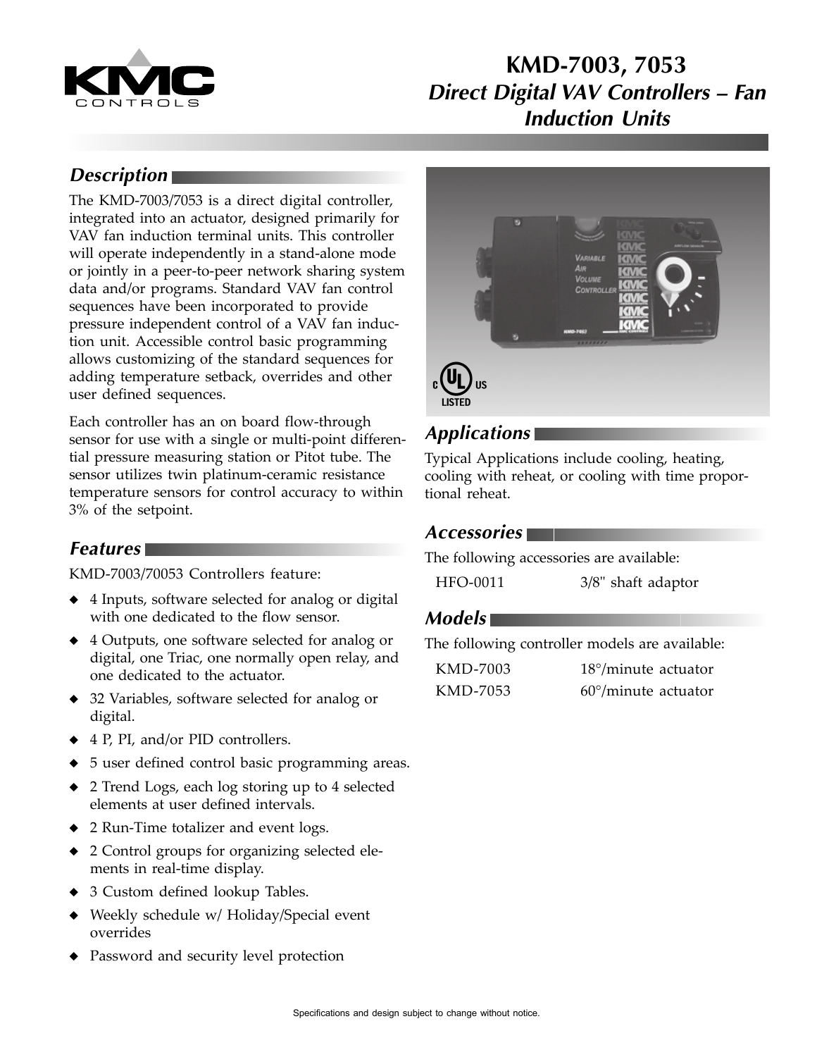# KMD-7003, 7053

## *Direct Digital VAV Controllers – Fan Induction Units*

## *Description*

The KMD-7003/7053 is a direct digital controller, integrated into an actuator, designed primarily for VAV fan induction terminal units. This controller will operate independently in a stand-alone mode or jointly in a peer-to-peer network sharing system data and/or programs. Standard VAV fan control sequences have been incorporated to provide pressure independent control of a VAV fan induction unit. Accessible control basic programming allows customizing of the standard sequences for adding temperature setback, overrides and other user defined sequences.

Each controller has an on board flow-through sensor for use with a single or multi-point differential pressure measuring station or Pitot tube. The sensor utilizes twin platinum-ceramic resistance temperature sensors for control accuracy to within 3% of the setpoint.

## *Features*

KMD-7003/70053 Controllers feature:

- 4 Inputs, software selected for analog or digital with one dedicated to the flow sensor.
- 4 Outputs, one software selected for analog or digital, one Triac, one normally open relay, and one dedicated to the actuator.
- 32 Variables, software selected for analog or digital.
- 4 P, PI, and/or PID controllers.
- 5 user defined control basic programming areas.
- 2 Trend Logs, each log storing up to 4 selected elements at user defined intervals.
- 2 Run-Time totalizer and event logs.
- 2 Control groups for organizing selected elements in real-time display.
- 3 Custom defined lookup Tables.
- Weekly schedule w/ Holiday/Special event overrides
- Password and security level protection

## *Applications*

Typical Applications include cooling, heating, cooling with reheat, or cooling with time proportional reheat.

## *Accessories*

The following accessories are available:

| | |
|---|---|
| HFO-0011 | 3/8" shaft adaptor |

## *Models*

The following controller models are available:

| | |
|---|---|
| KMD-7003 | 18°/minute actuator |
| KMD-7053 | 60°/minute actuator |

Specifications and design subject to change without notice.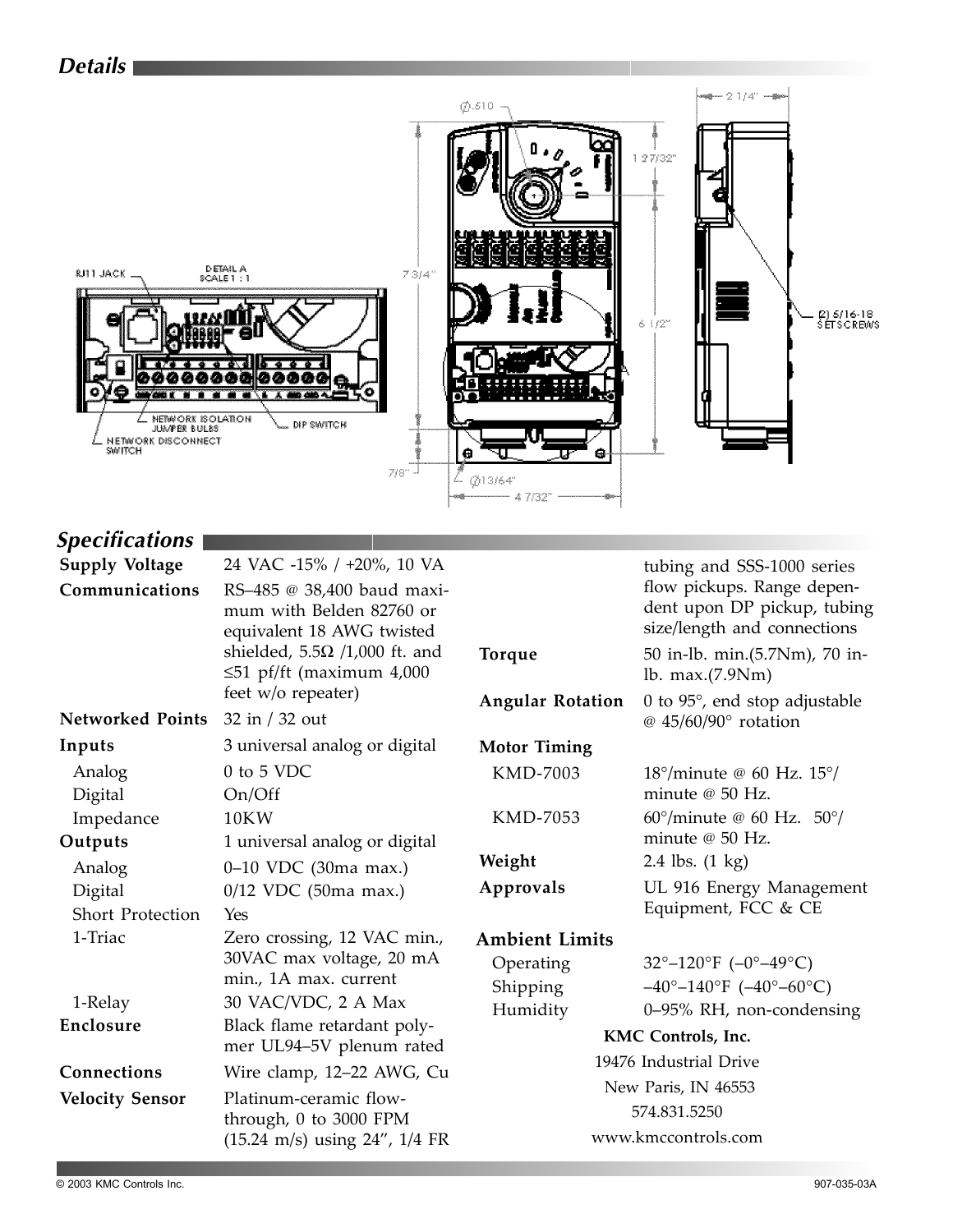## Details

RJ11 JACK

DETAIL A
SCALE 1 : 1

NETWORK ISOLATION JUMPER BULBS

NETWORK DISCONNECT SWITCH

DIP SWITCH

Ø.610

7 3/4"

1 27/32"

6 1/2"

7/8"

Ø13/64"

4 7/32"

2 1/4"

(2) 5/16-18 SETSCREWS

## Specifications

| | |
|---|---|
| **Supply Voltage** | 24 VAC -15% / +20%, 10 VA |
| **Communications** | RS–485 @ 38,400 baud maximum with Belden 82760 or equivalent 18 AWG twisted shielded, 5.5Ω /1,000 ft. and ≤51 pf/ft (maximum 4,000 feet w/o repeater) |
| **Networked Points** | 32 in / 32 out |
| **Inputs** | 3 universal analog or digital |
| Analog | 0 to 5 VDC |
| Digital | On/Off |
| Impedance | 10KW |
| **Outputs** | 1 universal analog or digital |
| Analog | 0–10 VDC (30ma max.) |
| Digital | 0/12 VDC (50ma max.) |
| Short Protection | Yes |
| 1-Triac | Zero crossing, 12 VAC min., 30VAC max voltage, 20 mA min., 1A max. current |
| 1-Relay | 30 VAC/VDC, 2 A Max |
| **Enclosure** | Black flame retardant polymer UL94–5V plenum rated |
| **Connections** | Wire clamp, 12–22 AWG, Cu |
| **Velocity Sensor** | Platinum-ceramic flow-through, 0 to 3000 FPM (15.24 m/s) using 24", 1/4 FR tubing and SSS-1000 series flow pickups. Range dependent upon DP pickup, tubing size/length and connections |
| **Torque** | 50 in-lb. min.(5.7Nm), 70 in-lb. max.(7.9Nm) |
| **Angular Rotation** | 0 to 95°, end stop adjustable @ 45/60/90° rotation |
| **Motor Timing** | |
| KMD-7003 | 18°/minute @ 60 Hz. 15°/minute @ 50 Hz. |
| KMD-7053 | 60°/minute @ 60 Hz. 50°/minute @ 50 Hz. |
| **Weight** | 2.4 lbs. (1 kg) |
| **Approvals** | UL 916 Energy Management Equipment, FCC & CE |

### Ambient Limits

| | |
|---|---|
| Operating | 32°–120°F (–0°–49°C) |
| Shipping | –40°–140°F (–40°–60°C) |
| Humidity | 0–95% RH, non-condensing |

**KMC Controls, Inc.**
19476 Industrial Drive
New Paris, IN 46553
574.831.5250
www.kmccontrols.com

© 2003 KMC Controls Inc.

907-035-03A